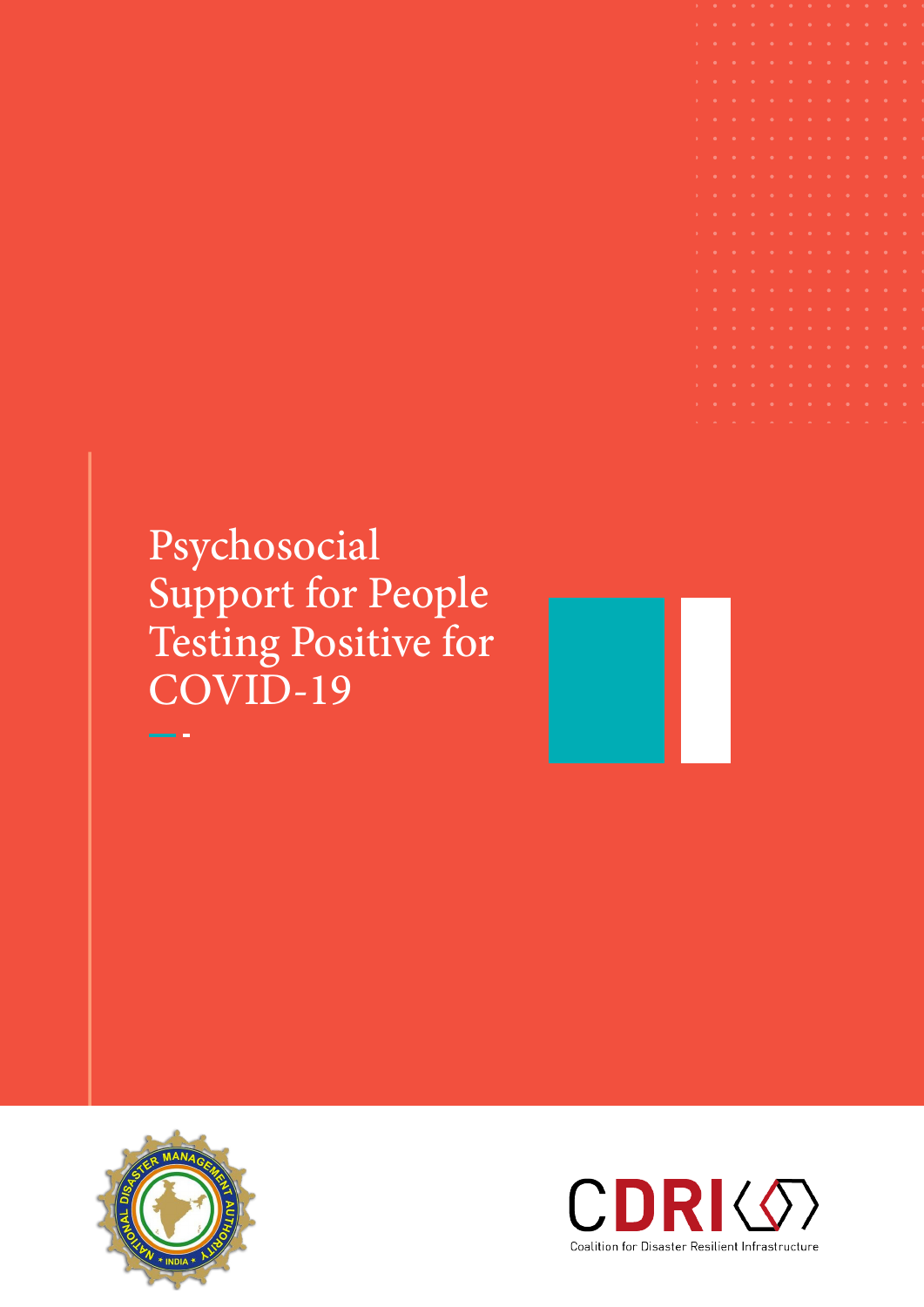# Psychosocial Support for People Testing Positive for COVID-19

NATIONAL DISASTER MANAGEMENT AUTHORITY
INDIA

CDRI

Coalition for Disaster Resilient Infrastructure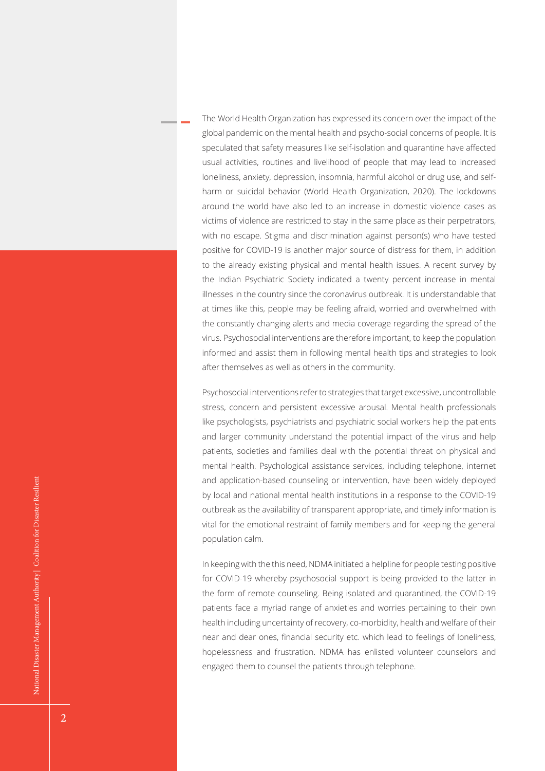The World Health Organization has expressed its concern over the impact of the global pandemic on the mental health and psycho-social concerns of people. It is speculated that safety measures like self-isolation and quarantine have affected usual activities, routines and livelihood of people that may lead to increased loneliness, anxiety, depression, insomnia, harmful alcohol or drug use, and self-harm or suicidal behavior (World Health Organization, 2020). The lockdowns around the world have also led to an increase in domestic violence cases as victims of violence are restricted to stay in the same place as their perpetrators, with no escape. Stigma and discrimination against person(s) who have tested positive for COVID-19 is another major source of distress for them, in addition to the already existing physical and mental health issues. A recent survey by the Indian Psychiatric Society indicated a twenty percent increase in mental illnesses in the country since the coronavirus outbreak. It is understandable that at times like this, people may be feeling afraid, worried and overwhelmed with the constantly changing alerts and media coverage regarding the spread of the virus. Psychosocial interventions are therefore important, to keep the population informed and assist them in following mental health tips and strategies to look after themselves as well as others in the community.

Psychosocial interventions refer to strategies that target excessive, uncontrollable stress, concern and persistent excessive arousal. Mental health professionals like psychologists, psychiatrists and psychiatric social workers help the patients and larger community understand the potential impact of the virus and help patients, societies and families deal with the potential threat on physical and mental health. Psychological assistance services, including telephone, internet and application-based counseling or intervention, have been widely deployed by local and national mental health institutions in a response to the COVID-19 outbreak as the availability of transparent appropriate, and timely information is vital for the emotional restraint of family members and for keeping the general population calm.

In keeping with the this need, NDMA initiated a helpline for people testing positive for COVID-19 whereby psychosocial support is being provided to the latter in the form of remote counseling. Being isolated and quarantined, the COVID-19 patients face a myriad range of anxieties and worries pertaining to their own health including uncertainty of recovery, co-morbidity, health and welfare of their near and dear ones, financial security etc. which lead to feelings of loneliness, hopelessness and frustration. NDMA has enlisted volunteer counselors and engaged them to counsel the patients through telephone.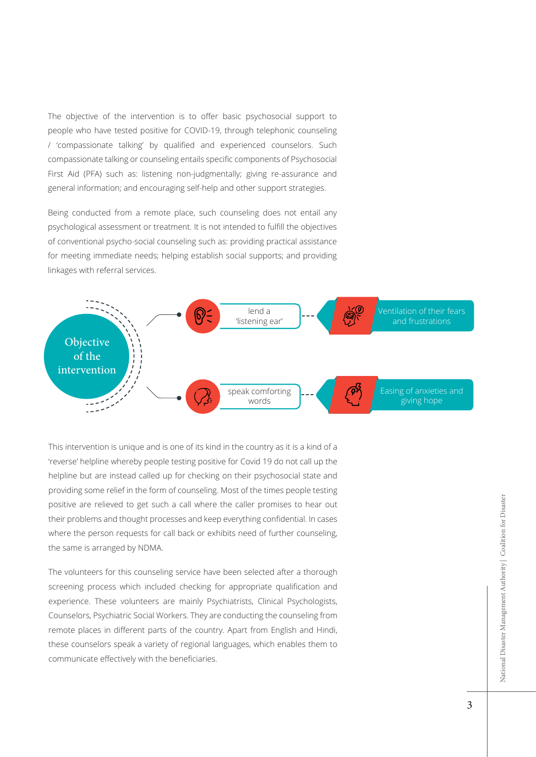The objective of the intervention is to offer basic psychosocial support to people who have tested positive for COVID-19, through telephonic counseling / 'compassionate talking' by qualified and experienced counselors. Such compassionate talking or counseling entails specific components of Psychosocial First Aid (PFA) such as: listening non-judgmentally; giving re-assurance and general information; and encouraging self-help and other support strategies.

Being conducted from a remote place, such counseling does not entail any psychological assessment or treatment. It is not intended to fulfill the objectives of conventional psycho-social counseling such as: providing practical assistance for meeting immediate needs; helping establish social supports; and providing linkages with referral services.

**Objective of the intervention**

- lend a 'listening ear' → Ventilation of their fears and frustrations
- speak comforting words → Easing of anxieties and giving hope

This intervention is unique and is one of its kind in the country as it is a kind of a 'reverse' helpline whereby people testing positive for Covid 19 do not call up the helpline but are instead called up for checking on their psychosocial state and providing some relief in the form of counseling. Most of the times people testing positive are relieved to get such a call where the caller promises to hear out their problems and thought processes and keep everything confidential. In cases where the person requests for call back or exhibits need of further counseling, the same is arranged by NDMA.

The volunteers for this counseling service have been selected after a thorough screening process which included checking for appropriate qualification and experience. These volunteers are mainly Psychiatrists, Clinical Psychologists, Counselors, Psychiatric Social Workers. They are conducting the counseling from remote places in different parts of the country. Apart from English and Hindi, these counselors speak a variety of regional languages, which enables them to communicate effectively with the beneficiaries.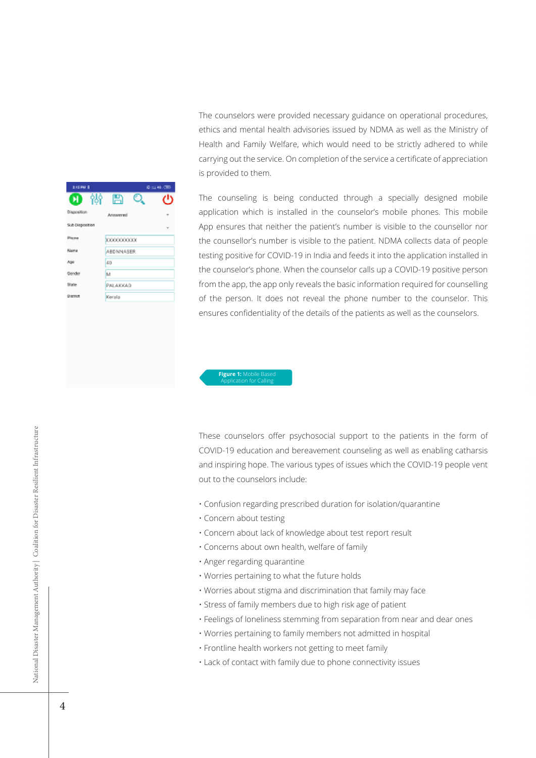The counselors were provided necessary guidance on operational procedures, ethics and mental health advisories issued by NDMA as well as the Ministry of Health and Family Welfare, which would need to be strictly adhered to while carrying out the service. On completion of the service a certificate of appreciation is provided to them.

The counseling is being conducted through a specially designed mobile application which is installed in the counselor's mobile phones. This mobile App ensures that neither the patient's number is visible to the counsellor nor the counsellor's number is visible to the patient. NDMA collects data of people testing positive for COVID-19 in India and feeds it into the application installed in the counselor's phone. When the counselor calls up a COVID-19 positive person from the app, the app only reveals the basic information required for counselling of the person. It does not reveal the phone number to the counselor. This ensures confidentiality of the details of the patients as well as the counselors.

**Figure 1:** Mobile Based Application for Calling

These counselors offer psychosocial support to the patients in the form of COVID-19 education and bereavement counseling as well as enabling catharsis and inspiring hope. The various types of issues which the COVID-19 people vent out to the counselors include:

- Confusion regarding prescribed duration for isolation/quarantine
- Concern about testing
- Concern about lack of knowledge about test report result
- Concerns about own health, welfare of family
- Anger regarding quarantine
- Worries pertaining to what the future holds
- Worries about stigma and discrimination that family may face
- Stress of family members due to high risk age of patient
- Feelings of loneliness stemming from separation from near and dear ones
- Worries pertaining to family members not admitted in hospital
- Frontline health workers not getting to meet family
- Lack of contact with family due to phone connectivity issues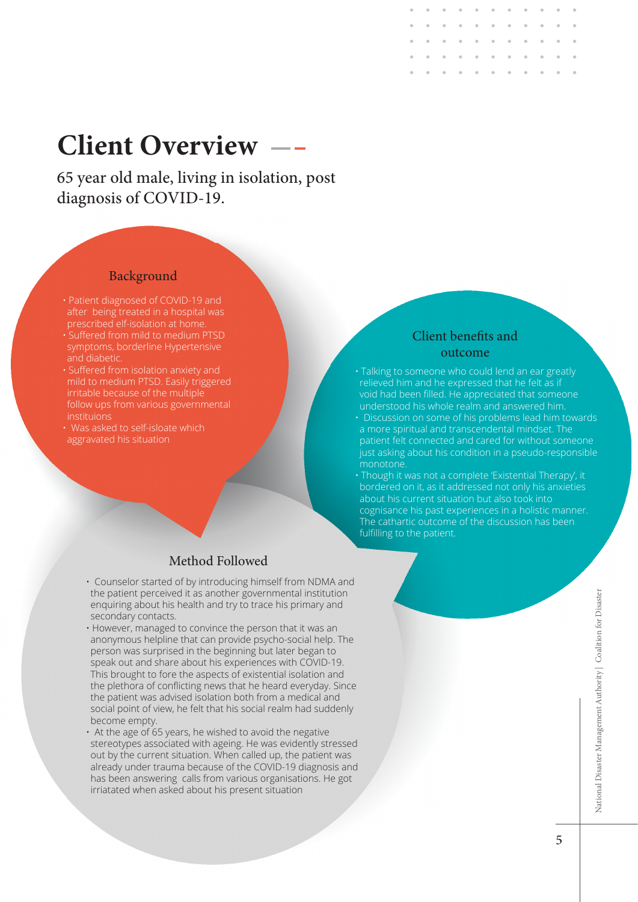# Client Overview

65 year old male, living in isolation, post diagnosis of COVID-19.

## Background

- Patient diagnosed of COVID-19 and after being treated in a hospital was prescribed elf-isolation at home.
- Suffered from mild to medium PTSD symptoms, borderline Hypertensive and diabetic.
- Suffered from isolation anxiety and mild to medium PTSD. Easily triggered irritable because of the multiple follow ups from various governmental instituions
- Was asked to self-isloate which aggravated his situation

## Method Followed

- Counselor started of by introducing himself from NDMA and the patient perceived it as another governmental institution enquiring about his health and try to trace his primary and secondary contacts.
- However, managed to convince the person that it was an anonymous helpline that can provide psycho-social help. The person was surprised in the beginning but later began to speak out and share about his experiences with COVID-19. This brought to fore the aspects of existential isolation and the plethora of conflicting news that he heard everyday. Since the patient was advised isolation both from a medical and social point of view, he felt that his social realm had suddenly become empty.
- At the age of 65 years, he wished to avoid the negative stereotypes associated with ageing. He was evidently stressed out by the current situation. When called up, the patient was already under trauma because of the COVID-19 diagnosis and has been answering calls from various organisations. He got irriatated when asked about his present situation

## Client benefits and outcome

- Talking to someone who could lend an ear greatly relieved him and he expressed that he felt as if void had been filled. He appreciated that someone understood his whole realm and answered him.
- Discussion on some of his problems lead him towards a more spiritual and transcendental mindset. The patient felt connected and cared for without someone just asking about his condition in a pseudo-responsible monotone.
- Though it was not a complete 'Existential Therapy', it bordered on it, as it addressed not only his anxieties about his current situation but also took into cognisance his past experiences in a holistic manner. The cathartic outcome of the discussion has been fulfilling to the patient.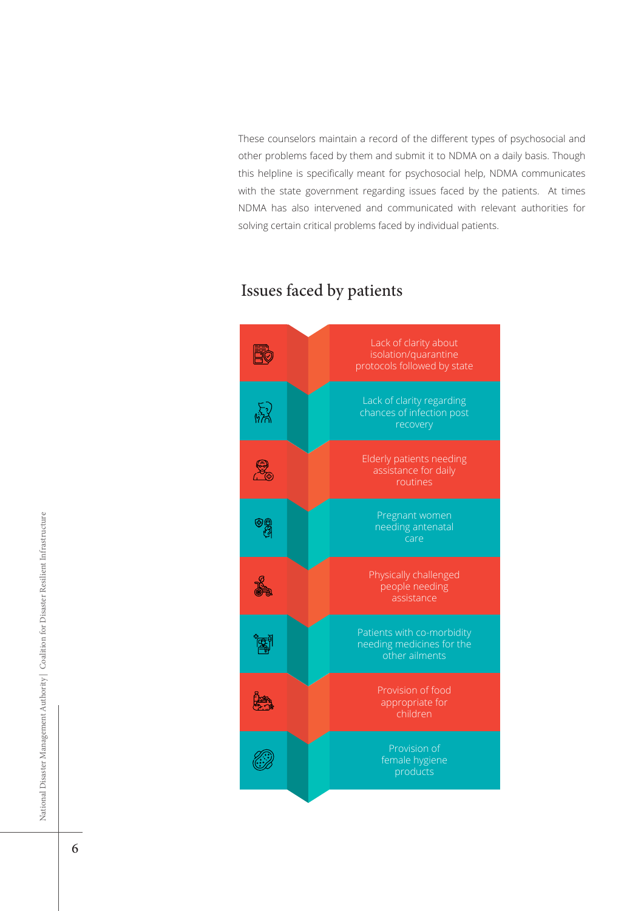These counselors maintain a record of the different types of psychosocial and other problems faced by them and submit it to NDMA on a daily basis. Though this helpline is specifically meant for psychosocial help, NDMA communicates with the state government regarding issues faced by the patients. At times NDMA has also intervened and communicated with relevant authorities for solving certain critical problems faced by individual patients.

## Issues faced by patients

- Lack of clarity about isolation/quarantine protocols followed by state
- Lack of clarity regarding chances of infection post recovery
- Elderly patients needing assistance for daily routines
- Pregnant women needing antenatal care
- Physically challenged people needing assistance
- Patients with co-morbidity needing medicines for the other ailments
- Provision of food appropriate for children
- Provision of female hygiene products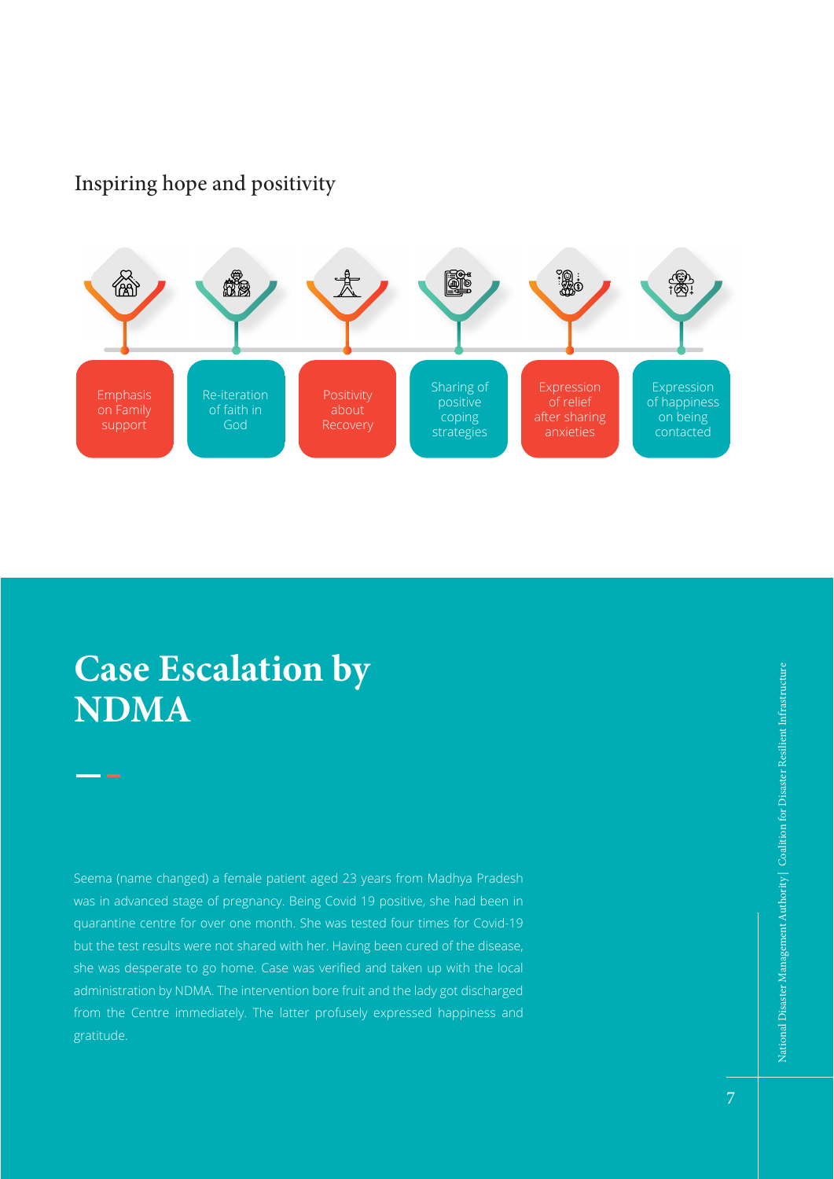### Inspiring hope and positivity

- Emphasis on Family support
- Re-iteration of faith in God
- Positivity about Recovery
- Sharing of positive coping strategies
- Expression of relief after sharing anxieties
- Expression of happiness on being contacted

# Case Escalation by NDMA

Seema (name changed) a female patient aged 23 years from Madhya Pradesh was in advanced stage of pregnancy. Being Covid 19 positive, she had been in quarantine centre for over one month. She was tested four times for Covid-19 but the test results were not shared with her. Having been cured of the disease, she was desperate to go home. Case was verified and taken up with the local administration by NDMA. The intervention bore fruit and the lady got discharged from the Centre immediately. The latter profusely expressed happiness and gratitude.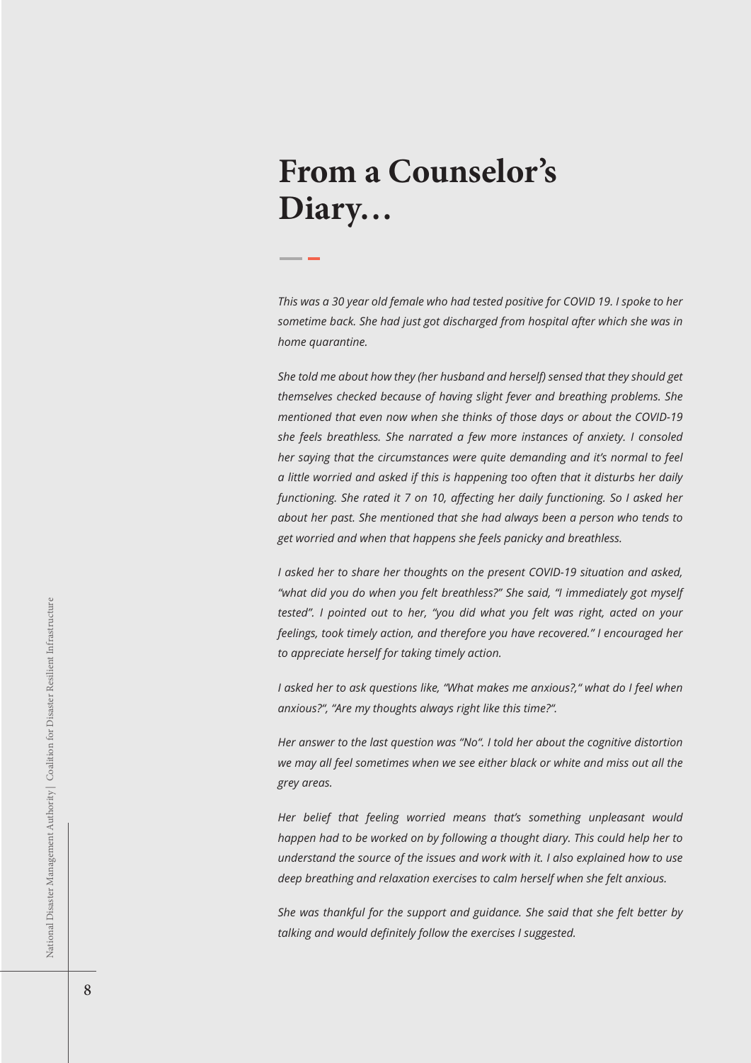# From a Counselor's Diary…

*This was a 30 year old female who had tested positive for COVID 19. I spoke to her sometime back. She had just got discharged from hospital after which she was in home quarantine.*

*She told me about how they (her husband and herself) sensed that they should get themselves checked because of having slight fever and breathing problems. She mentioned that even now when she thinks of those days or about the COVID-19 she feels breathless. She narrated a few more instances of anxiety. I consoled her saying that the circumstances were quite demanding and it's normal to feel a little worried and asked if this is happening too often that it disturbs her daily functioning. She rated it 7 on 10, affecting her daily functioning. So I asked her about her past. She mentioned that she had always been a person who tends to get worried and when that happens she feels panicky and breathless.*

*I asked her to share her thoughts on the present COVID-19 situation and asked, "what did you do when you felt breathless?" She said, "I immediately got myself tested". I pointed out to her, "you did what you felt was right, acted on your feelings, took timely action, and therefore you have recovered." I encouraged her to appreciate herself for taking timely action.*

*I asked her to ask questions like, "What makes me anxious?," what do I feel when anxious?", "Are my thoughts always right like this time?".*

*Her answer to the last question was "No". I told her about the cognitive distortion we may all feel sometimes when we see either black or white and miss out all the grey areas.*

*Her belief that feeling worried means that's something unpleasant would happen had to be worked on by following a thought diary. This could help her to understand the source of the issues and work with it. I also explained how to use deep breathing and relaxation exercises to calm herself when she felt anxious.*

*She was thankful for the support and guidance. She said that she felt better by talking and would definitely follow the exercises I suggested.*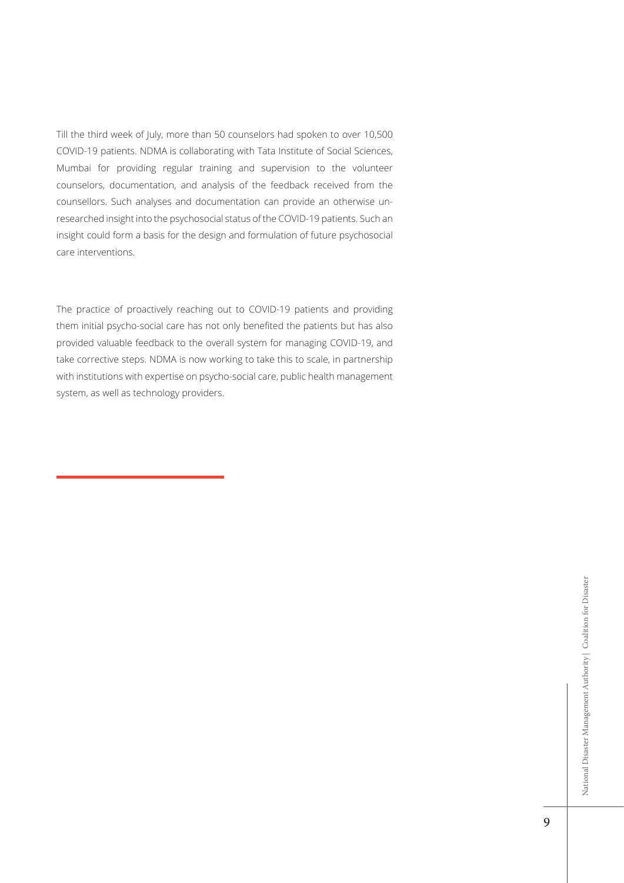Till the third week of July, more than 50 counselors had spoken to over 10,500 COVID-19 patients. NDMA is collaborating with Tata Institute of Social Sciences, Mumbai for providing regular training and supervision to the volunteer counselors, documentation, and analysis of the feedback received from the counsellors. Such analyses and documentation can provide an otherwise un-researched insight into the psychosocial status of the COVID-19 patients. Such an insight could form a basis for the design and formulation of future psychosocial care interventions.

The practice of proactively reaching out to COVID-19 patients and providing them initial psycho-social care has not only benefited the patients but has also provided valuable feedback to the overall system for managing COVID-19, and take corrective steps. NDMA is now working to take this to scale, in partnership with institutions with expertise on psycho-social care, public health management system, as well as technology providers.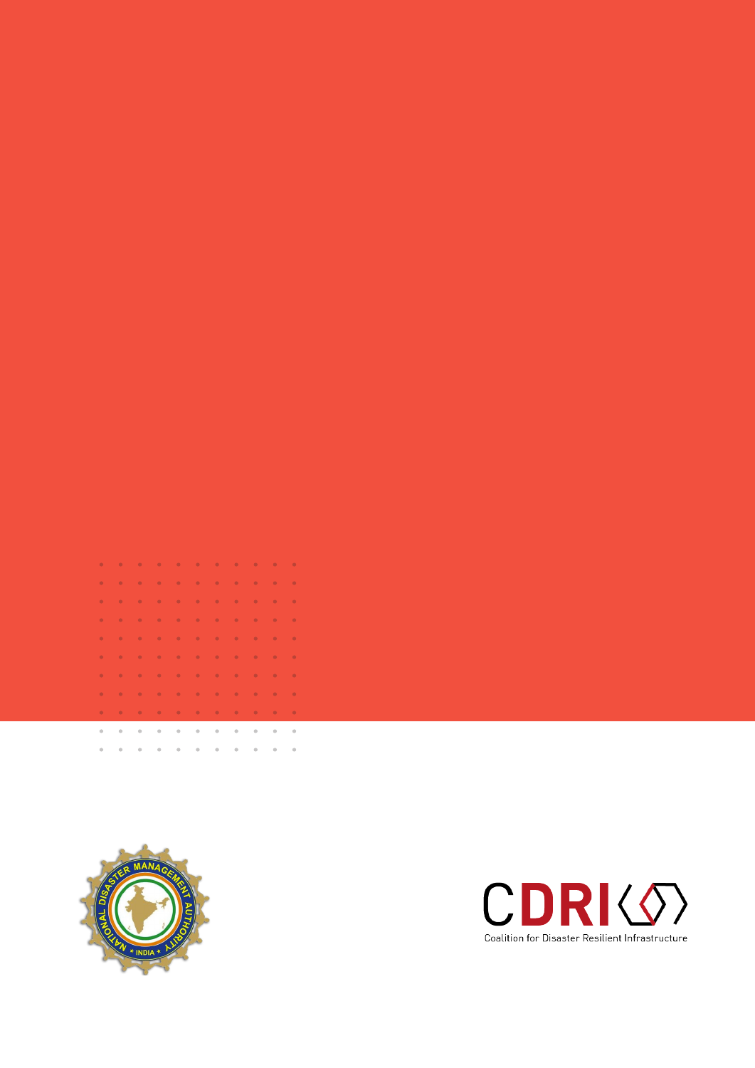Coalition for Disaster Resilient Infrastructure